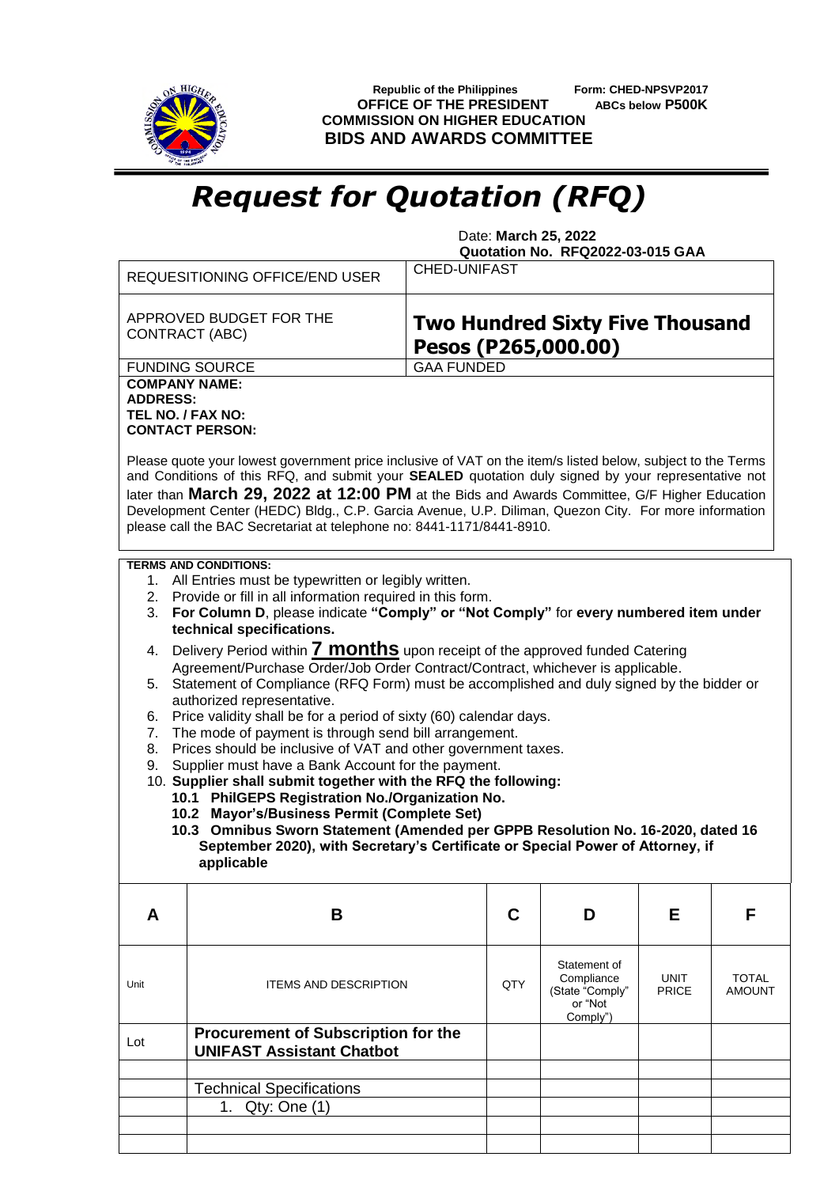Republic of the Philippines
**OFFICE OF THE PRESIDENT**
**COMMISSION ON HIGHER EDUCATION**
**BIDS AND AWARDS COMMITTEE**

**Form: CHED-NPSVP2017**
**ABCs below P500K**

# *Request for Quotation (RFQ)*

Date: **March 25, 2022**
**Quotation No. RFQ2022-03-015 GAA**

| | |
|---|---|
| REQUESITIONING OFFICE/END USER | CHED-UNIFAST |
| APPROVED BUDGET FOR THE CONTRACT (ABC) | **Two Hundred Sixty Five Thousand Pesos (P265,000.00)** |
| FUNDING SOURCE | GAA FUNDED |

**COMPANY NAME:**
**ADDRESS:**
**TEL NO. / FAX NO:**
**CONTACT PERSON:**

Please quote your lowest government price inclusive of VAT on the item/s listed below, subject to the Terms and Conditions of this RFQ, and submit your **SEALED** quotation duly signed by your representative not later than **March 29, 2022 at 12:00 PM** at the Bids and Awards Committee, G/F Higher Education Development Center (HEDC) Bldg., C.P. Garcia Avenue, U.P. Diliman, Quezon City. For more information please call the BAC Secretariat at telephone no: 8441-1171/8441-8910.

**TERMS AND CONDITIONS:**

1. All Entries must be typewritten or legibly written.
2. Provide or fill in all information required in this form.
3. **For Column D**, please indicate **"Comply" or "Not Comply"** for **every numbered item under technical specifications.**
4. Delivery Period within **7 months** upon receipt of the approved funded Catering Agreement/Purchase Order/Job Order Contract/Contract, whichever is applicable.
5. Statement of Compliance (RFQ Form) must be accomplished and duly signed by the bidder or authorized representative.
6. Price validity shall be for a period of sixty (60) calendar days.
7. The mode of payment is through send bill arrangement.
8. Prices should be inclusive of VAT and other government taxes.
9. Supplier must have a Bank Account for the payment.
10. **Supplier shall submit together with the RFQ the following:**
    - **10.1 PhilGEPS Registration No./Organization No.**
    - **10.2 Mayor's/Business Permit (Complete Set)**
    - **10.3 Omnibus Sworn Statement (Amended per GPPB Resolution No. 16-2020, dated 16 September 2020), with Secretary's Certificate or Special Power of Attorney, if applicable**

| A | B | C | D | E | F |
|---|---|---|---|---|---|
| Unit | ITEMS AND DESCRIPTION | QTY | Statement of Compliance (State "Comply" or "Not Comply") | UNIT PRICE | TOTAL AMOUNT |
| Lot | **Procurement of Subscription for the UNIFAST Assistant Chatbot** | | | | |
| | | | | | |
| | Technical Specifications | | | | |
| | 1. Qty: One (1) | | | | |
| | | | | | |
| | | | | | |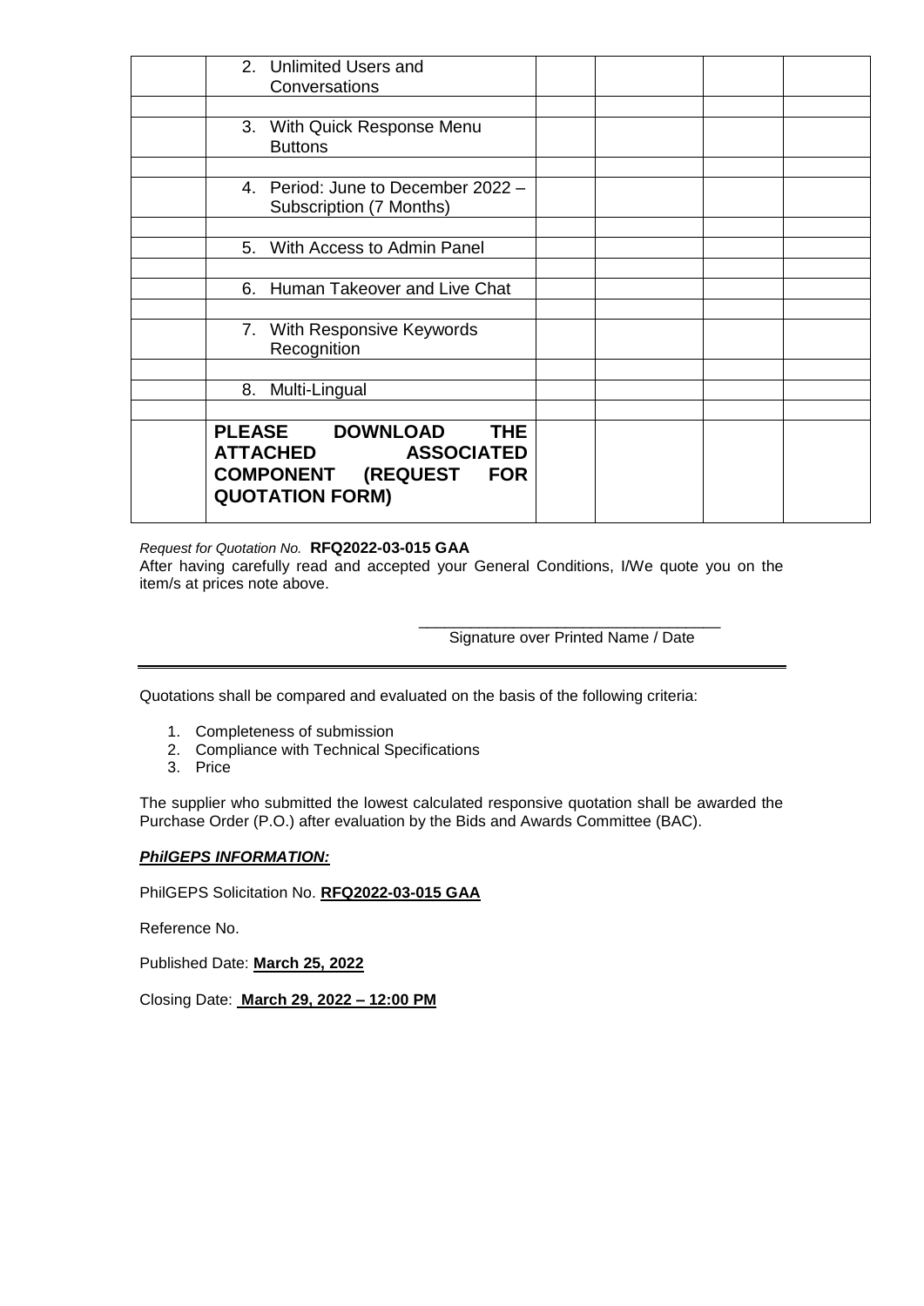| | | | | | |
|---|---|---|---|---|---|
| | 2. Unlimited Users and Conversations | | | | |
| | | | | | |
| | 3. With Quick Response Menu Buttons | | | | |
| | | | | | |
| | 4. Period: June to December 2022 – Subscription (7 Months) | | | | |
| | | | | | |
| | 5. With Access to Admin Panel | | | | |
| | | | | | |
| | 6. Human Takeover and Live Chat | | | | |
| | | | | | |
| | 7. With Responsive Keywords Recognition | | | | |
| | | | | | |
| | 8. Multi-Lingual | | | | |
| | | | | | |
| | **PLEASE DOWNLOAD THE ATTACHED ASSOCIATED COMPONENT (REQUEST FOR QUOTATION FORM)** | | | | |

*Request for Quotation No.* **RFQ2022-03-015 GAA**

After having carefully read and accepted your General Conditions, I/We quote you on the item/s at prices note above.

\_\_\_\_\_\_\_\_\_\_\_\_\_\_\_\_\_\_\_\_\_\_\_\_\_\_\_\_\_\_\_\_\_\_\_\_

Signature over Printed Name / Date

---

Quotations shall be compared and evaluated on the basis of the following criteria:

1. Completeness of submission
2. Compliance with Technical Specifications
3. Price

The supplier who submitted the lowest calculated responsive quotation shall be awarded the Purchase Order (P.O.) after evaluation by the Bids and Awards Committee (BAC).

***PhilGEPS INFORMATION:***

PhilGEPS Solicitation No. **RFQ2022-03-015 GAA**

Reference No.

Published Date: **March 25, 2022**

Closing Date: **March 29, 2022 – 12:00 PM**